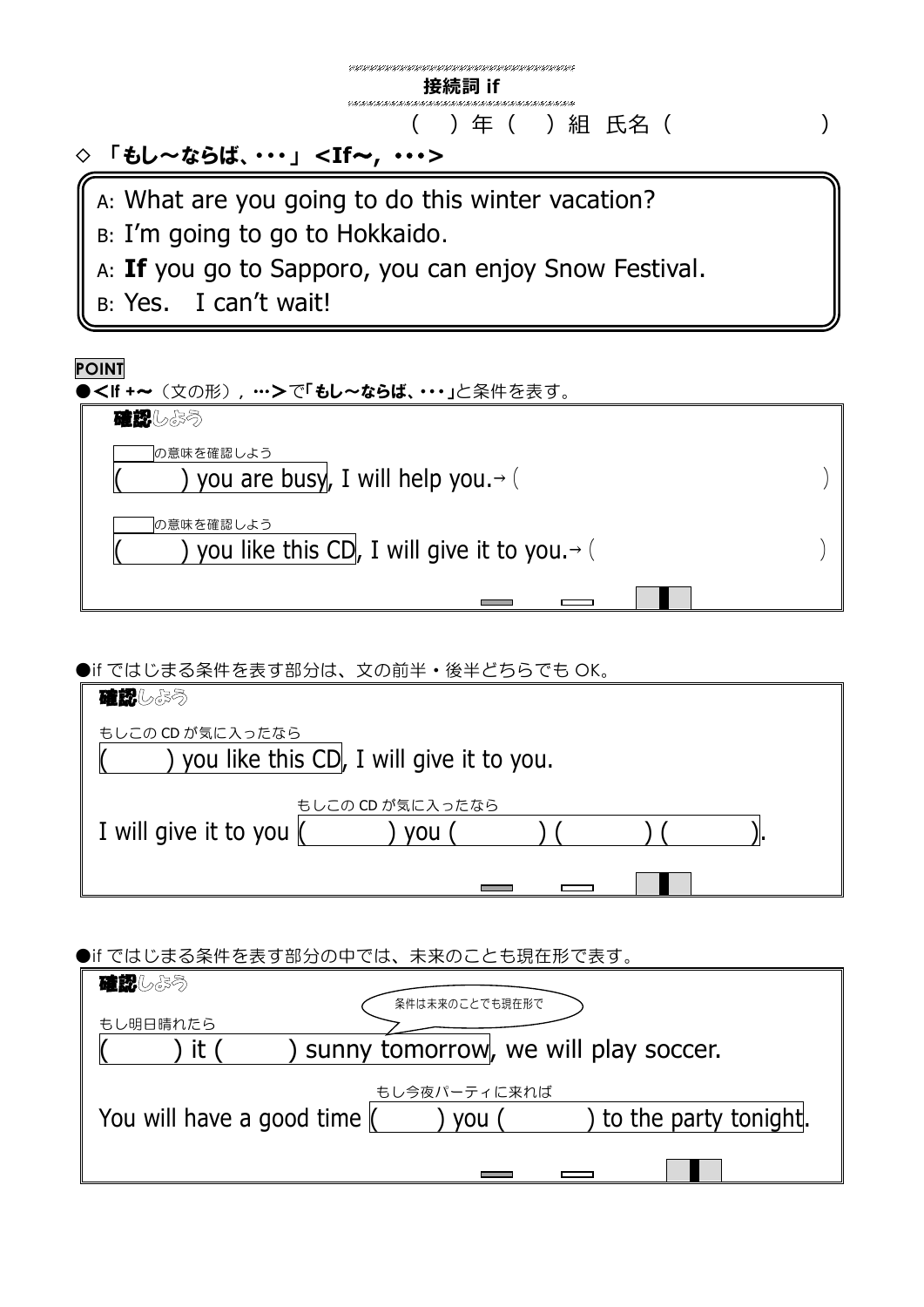# 接続詞 if

（　）年（　）組　氏名（　　　　　　）

## ◇ 「もし～ならば、･･･」 <If～, ･･･>

A: What are you going to do this winter vacation?
B: I'm going to go to Hokkaido.
A: **If** you go to Sapporo, you can enjoy Snow Festival.
B: Yes.　I can't wait!

**POINT**

●**<If +～**（文の形）, **…>**で「**もし～ならば、･･･**」と条件を表す。

確認しよう

　　　の意味を確認しよう
(　　　) you are busy, I will help you.→（　　　　　　　　　　　　　　　　　　）

　　　の意味を確認しよう
(　　　) you like this CD, I will give it to you.→（　　　　　　　　　　　　　　　　）

●if ではじまる条件を表す部分は、文の前半・後半どちらでも OK。

確認しよう

もしこの CD が気に入ったなら
(　　　) you like this CD, I will give it to you.

もしこの CD が気に入ったなら
I will give it to you (　　　) you (　　　) (　　　) (　　　).

●if ではじまる条件を表す部分の中では、未来のことも現在形で表す。

確認しよう

条件は未来のことでも現在形で

もし明日晴れたら
(　　　) it (　　　) sunny tomorrow, we will play soccer.

もし今夜パーティに来れば
You will have a good time (　　　) you (　　　) to the party tonight.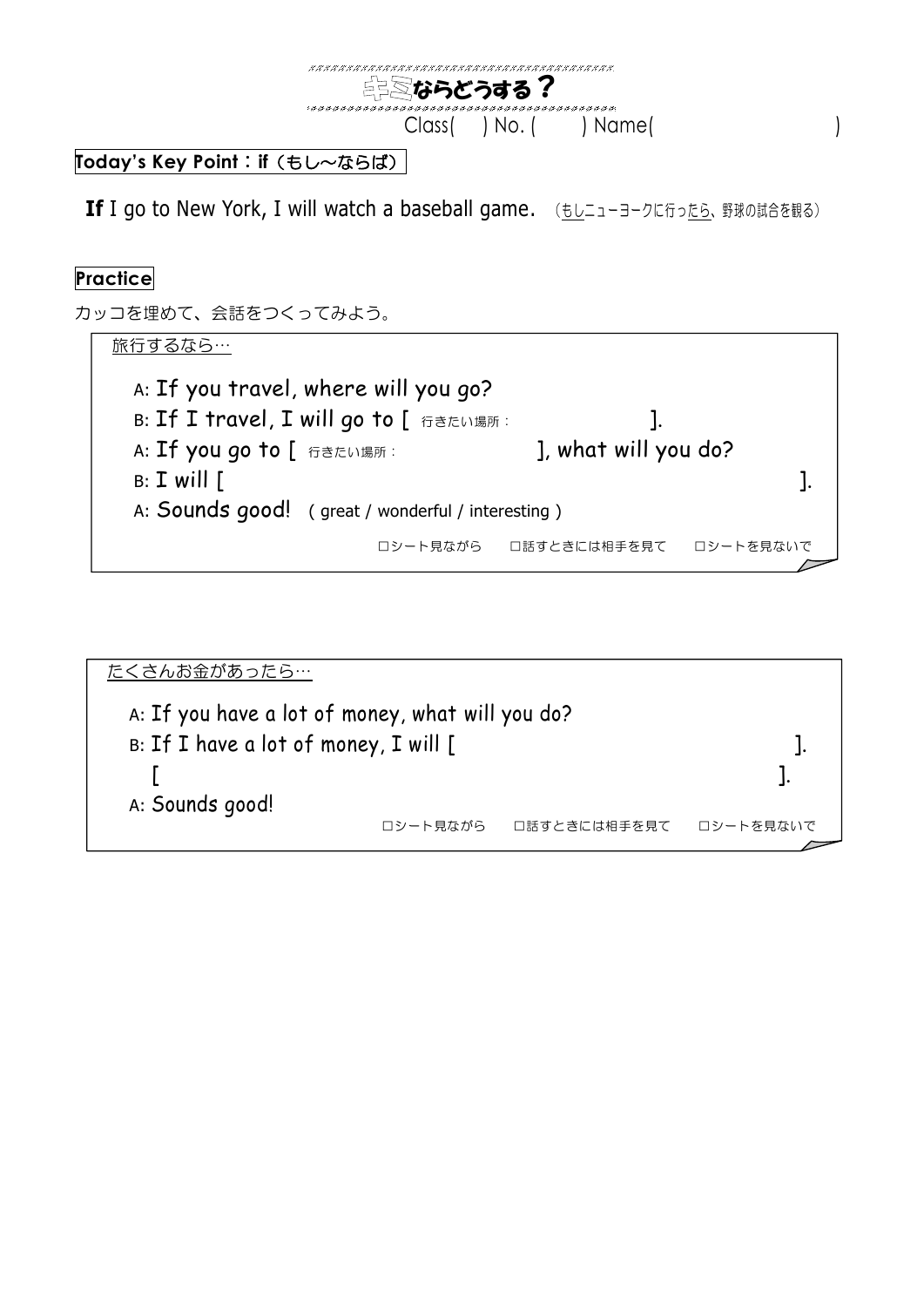# キミならどうする？

Class(　　) No. (　　　) Name(　　　　　　　　　　　)

**Today's Key Point：if（もし～ならば）**

**If** I go to New York, I will watch a baseball game.　（もしニューヨークに行ったら、野球の試合を観る）

**Practice**

カッコを埋めて、会話をつくってみよう。

旅行するなら…

A: If you travel, where will you go?
B: If I travel, I will go to [ 行きたい場所：　　　　　　　　　].
A: If you go to [ 行きたい場所：　　　　　　　　　], what will you do?
B: I will [　　　　　　　　　　　　　　　　　　　　　　　　　　].
A: Sounds good!　( great / wonderful / interesting )

□シート見ながら　□話すときには相手を見て　□シートを見ないで

たくさんお金があったら…

A: If you have a lot of money, what will you do?
B: If I have a lot of money, I will [　　　　　　　　　　　　　　].
[　　　　　　　　　　　　　　　　　　　　　　　　　　　　　　].
A: Sounds good!

□シート見ながら　□話すときには相手を見て　□シートを見ないで